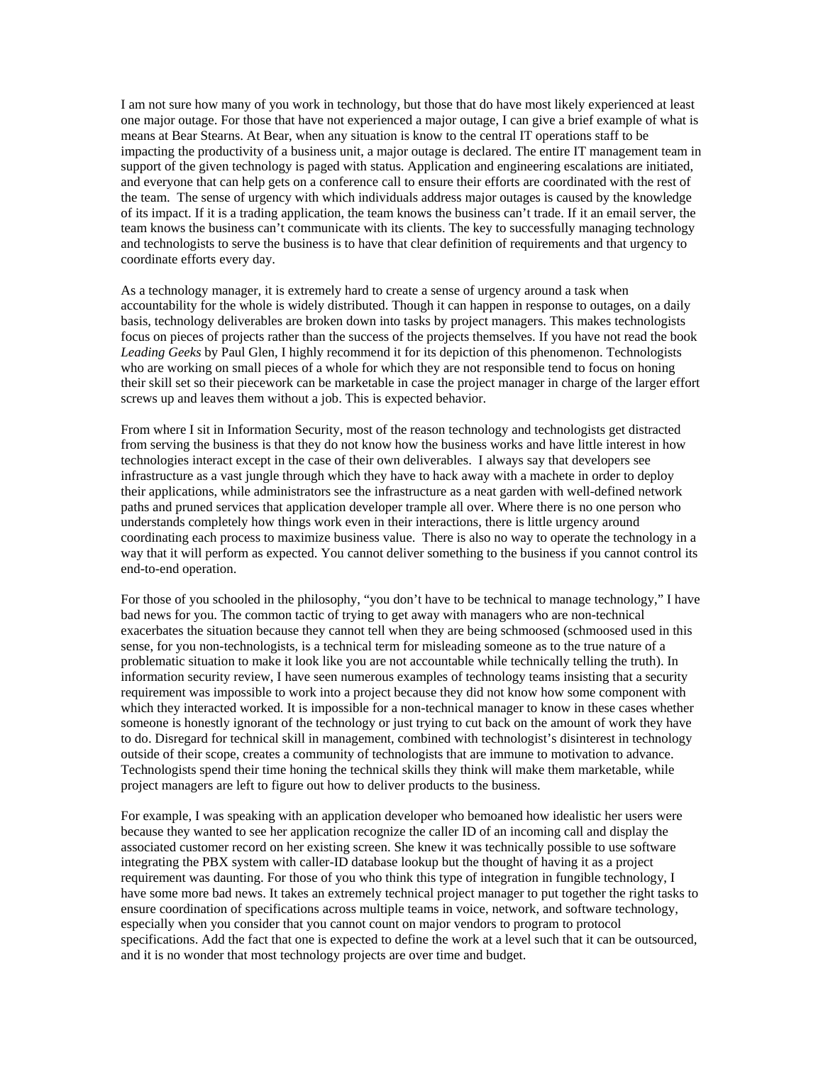I am not sure how many of you work in technology, but those that do have most likely experienced at least one major outage. For those that have not experienced a major outage, I can give a brief example of what is means at Bear Stearns. At Bear, when any situation is know to the central IT operations staff to be impacting the productivity of a business unit, a major outage is declared. The entire IT management team in support of the given technology is paged with status. Application and engineering escalations are initiated, and everyone that can help gets on a conference call to ensure their efforts are coordinated with the rest of the team. The sense of urgency with which individuals address major outages is caused by the knowledge of its impact. If it is a trading application, the team knows the business can't trade. If it an email server, the team knows the business can't communicate with its clients. The key to successfully managing technology and technologists to serve the business is to have that clear definition of requirements and that urgency to coordinate efforts every day.

As a technology manager, it is extremely hard to create a sense of urgency around a task when accountability for the whole is widely distributed. Though it can happen in response to outages, on a daily basis, technology deliverables are broken down into tasks by project managers. This makes technologists focus on pieces of projects rather than the success of the projects themselves. If you have not read the book *Leading Geeks* by Paul Glen, I highly recommend it for its depiction of this phenomenon. Technologists who are working on small pieces of a whole for which they are not responsible tend to focus on honing their skill set so their piecework can be marketable in case the project manager in charge of the larger effort screws up and leaves them without a job. This is expected behavior.

From where I sit in Information Security, most of the reason technology and technologists get distracted from serving the business is that they do not know how the business works and have little interest in how technologies interact except in the case of their own deliverables. I always say that developers see infrastructure as a vast jungle through which they have to hack away with a machete in order to deploy their applications, while administrators see the infrastructure as a neat garden with well-defined network paths and pruned services that application developer trample all over. Where there is no one person who understands completely how things work even in their interactions, there is little urgency around coordinating each process to maximize business value. There is also no way to operate the technology in a way that it will perform as expected. You cannot deliver something to the business if you cannot control its end-to-end operation.

For those of you schooled in the philosophy, "you don't have to be technical to manage technology," I have bad news for you. The common tactic of trying to get away with managers who are non-technical exacerbates the situation because they cannot tell when they are being schmoosed (schmoosed used in this sense, for you non-technologists, is a technical term for misleading someone as to the true nature of a problematic situation to make it look like you are not accountable while technically telling the truth). In information security review, I have seen numerous examples of technology teams insisting that a security requirement was impossible to work into a project because they did not know how some component with which they interacted worked. It is impossible for a non-technical manager to know in these cases whether someone is honestly ignorant of the technology or just trying to cut back on the amount of work they have to do. Disregard for technical skill in management, combined with technologist's disinterest in technology outside of their scope, creates a community of technologists that are immune to motivation to advance. Technologists spend their time honing the technical skills they think will make them marketable, while project managers are left to figure out how to deliver products to the business.

For example, I was speaking with an application developer who bemoaned how idealistic her users were because they wanted to see her application recognize the caller ID of an incoming call and display the associated customer record on her existing screen. She knew it was technically possible to use software integrating the PBX system with caller-ID database lookup but the thought of having it as a project requirement was daunting. For those of you who think this type of integration in fungible technology, I have some more bad news. It takes an extremely technical project manager to put together the right tasks to ensure coordination of specifications across multiple teams in voice, network, and software technology, especially when you consider that you cannot count on major vendors to program to protocol specifications. Add the fact that one is expected to define the work at a level such that it can be outsourced, and it is no wonder that most technology projects are over time and budget.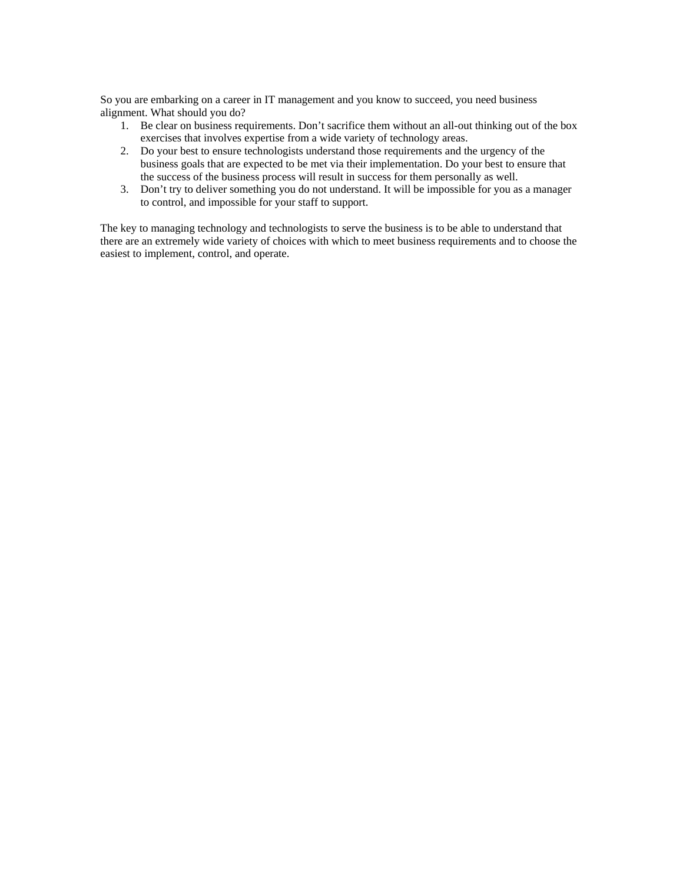So you are embarking on a career in IT management and you know to succeed, you need business alignment. What should you do?

1. Be clear on business requirements. Don't sacrifice them without an all-out thinking out of the box exercises that involves expertise from a wide variety of technology areas.
2. Do your best to ensure technologists understand those requirements and the urgency of the business goals that are expected to be met via their implementation. Do your best to ensure that the success of the business process will result in success for them personally as well.
3. Don't try to deliver something you do not understand. It will be impossible for you as a manager to control, and impossible for your staff to support.

The key to managing technology and technologists to serve the business is to be able to understand that there are an extremely wide variety of choices with which to meet business requirements and to choose the easiest to implement, control, and operate.